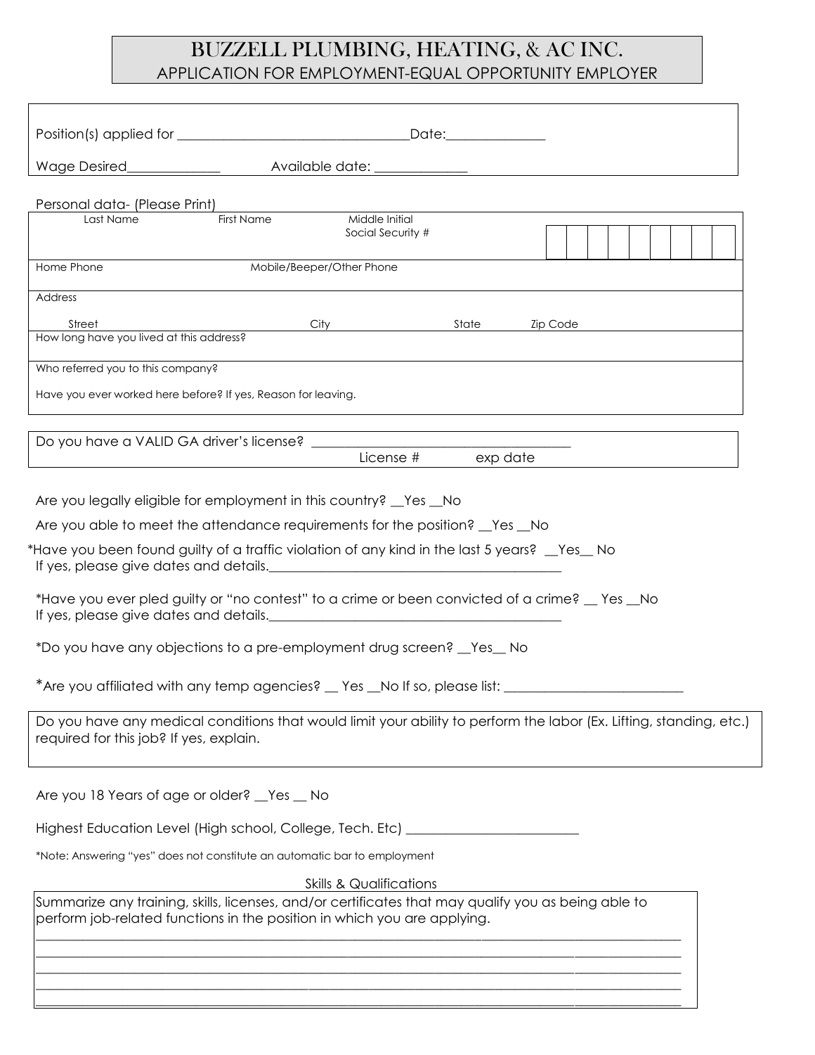# BUZZELL PLUMBING, HEATING, & AC INC.

## APPLICATION FOR EMPLOYMENT-EQUAL OPPORTUNITY EMPLOYER

Position(s) applied for ________________________________ Date: ______________

Wage Desired_____________ Available date: _____________

Personal data- (Please Print)

| Last Name | First Name | Middle Initial / Social Security # |
|---|---|---|
| | | |

| Home Phone | Mobile/Beeper/Other Phone |
|---|---|
| | |

Address

| Street | City | State | Zip Code |
|---|---|---|---|
| | | | |

How long have you lived at this address?

Who referred you to this company?

Have you ever worked here before? If yes, Reason for leaving.

Do you have a VALID GA driver's license? ____________________________________

License # exp date

Are you legally eligible for employment in this country? __Yes __No

Are you able to meet the attendance requirements for the position? __Yes __No

*Have you been found guilty of a traffic violation of any kind in the last 5 years? __Yes__ No
If yes, please give dates and details.___________________________________________

*Have you ever pled guilty or "no contest" to a crime or been convicted of a crime? __ Yes __No
If yes, please give dates and details.___________________________________________

*Do you have any objections to a pre-employment drug screen? __Yes__ No

*Are you affiliated with any temp agencies? __ Yes __No If so, please list: _________________________

Do you have any medical conditions that would limit your ability to perform the labor (Ex. Lifting, standing, etc.) required for this job? If yes, explain.

Are you 18 Years of age or older? __Yes __ No

Highest Education Level (High school, College, Tech. Etc) ________________________

*Note: Answering "yes" does not constitute an automatic bar to employment

Skills & Qualifications

Summarize any training, skills, licenses, and/or certificates that may qualify you as being able to perform job-related functions in the position in which you are applying.

______________________________________________________________________________________

______________________________________________________________________________________

______________________________________________________________________________________

______________________________________________________________________________________

______________________________________________________________________________________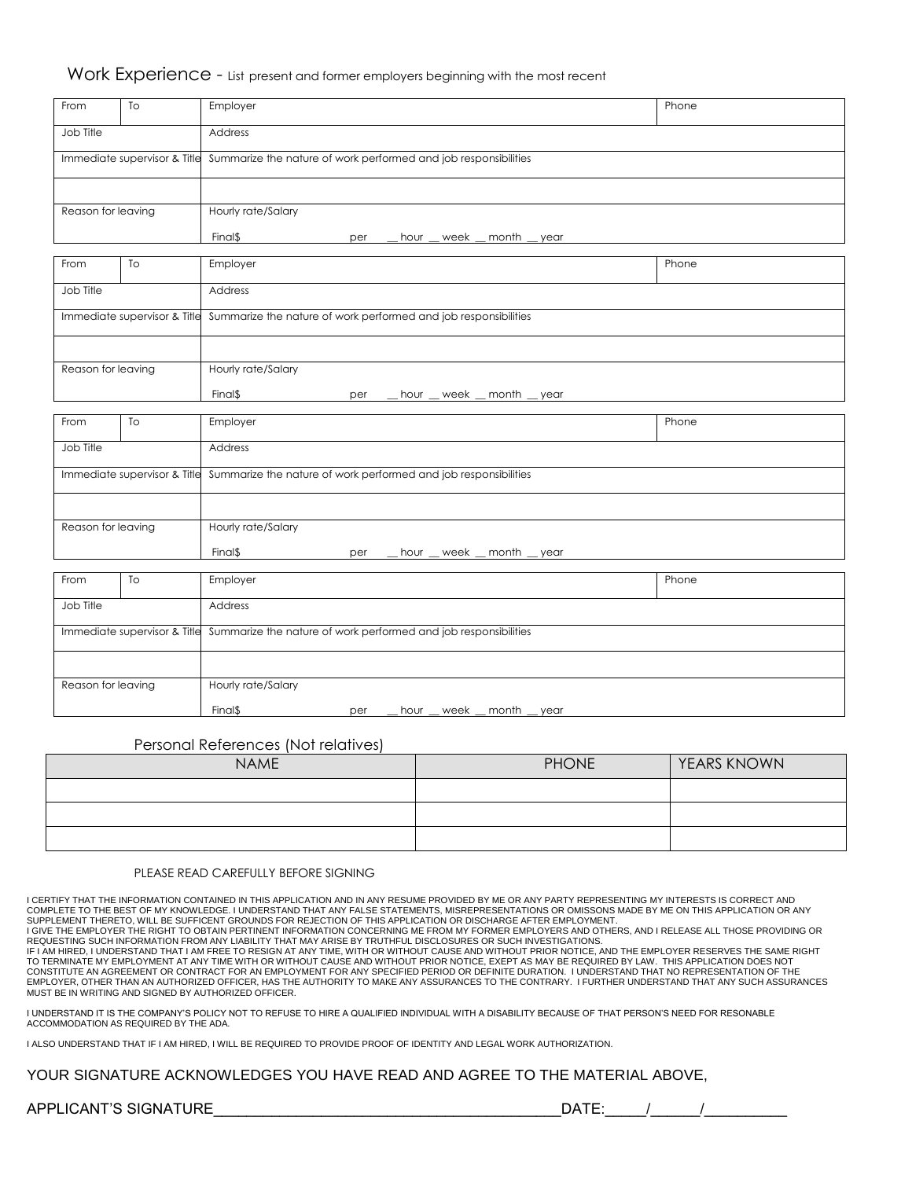## Work Experience - List present and former employers beginning with the most recent

| | | | |
|---|---|---|---|
| From | To | Employer | Phone |
| Job Title | | Address | |
| Immediate supervisor & Title | | Summarize the nature of work performed and job responsibilities | |
| | | | |
| Reason for leaving | | Hourly rate/Salary<br>Final$ per __ hour __ week __ month __ year | |

| | | | |
|---|---|---|---|
| From | To | Employer | Phone |
| Job Title | | Address | |
| Immediate supervisor & Title | | Summarize the nature of work performed and job responsibilities | |
| | | | |
| Reason for leaving | | Hourly rate/Salary<br>Final$ per __ hour __ week __ month __ year | |

| | | | |
|---|---|---|---|
| From | To | Employer | Phone |
| Job Title | | Address | |
| Immediate supervisor & Title | | Summarize the nature of work performed and job responsibilities | |
| | | | |
| Reason for leaving | | Hourly rate/Salary<br>Final$ per __ hour __ week __ month __ year | |

| | | | |
|---|---|---|---|
| From | To | Employer | Phone |
| Job Title | | Address | |
| Immediate supervisor & Title | | Summarize the nature of work performed and job responsibilities | |
| | | | |
| Reason for leaving | | Hourly rate/Salary<br>Final$ per __ hour __ week __ month __ year | |

### Personal References (Not relatives)

| NAME | PHONE | YEARS KNOWN |
|---|---|---|
| | | |
| | | |
| | | |

PLEASE READ CAREFULLY BEFORE SIGNING

I CERTIFY THAT THE INFORMATION CONTAINED IN THIS APPLICATION AND IN ANY RESUME PROVIDED BY ME OR ANY PARTY REPRESENTING MY INTERESTS IS CORRECT AND COMPLETE TO THE BEST OF MY KNOWLEDGE. I UNDERSTAND THAT ANY FALSE STATEMENTS, MISREPRESENTATIONS OR OMISSONS MADE BY ME ON THIS APPLICATION OR ANY SUPPLEMENT THERETO, WILL BE SUFFICENT GROUNDS FOR REJECTION OF THIS APPLICATION OR DISCHARGE AFTER EMPLOYMENT.
I GIVE THE EMPLOYER THE RIGHT TO OBTAIN PERTINENT INFORMATION CONCERNING ME FROM MY FORMER EMPLOYERS AND OTHERS, AND I RELEASE ALL THOSE PROVIDING OR REQUESTING SUCH INFORMATION FROM ANY LIABILITY THAT MAY ARISE BY TRUTHFUL DISCLOSURES OR SUCH INVESTIGATIONS.
IF I AM HIRED, I UNDERSTAND THAT I AM FREE TO RESIGN AT ANY TIME, WITH OR WITHOUT CAUSE AND WITHOUT PRIOR NOTICE, AND THE EMPLOYER RESERVES THE SAME RIGHT TO TERMINATE MY EMPLOYMENT AT ANY TIME WITH OR WITHOUT CAUSE AND WITHOUT PRIOR NOTICE, EXEPT AS MAY BE REQUIRED BY LAW. THIS APPLICATION DOES NOT CONSTITUTE AN AGREEMENT OR CONTRACT FOR AN EMPLOYMENT FOR ANY SPECIFIED PERIOD OR DEFINITE DURATION. I UNDERSTAND THAT NO REPRESENTATION OF THE EMPLOYER, OTHER THAN AN AUTHORIZED OFFICER, HAS THE AUTHORITY TO MAKE ANY ASSURANCES TO THE CONTRARY. I FURTHER UNDERSTAND THAT ANY SUCH ASSURANCES MUST BE IN WRITING AND SIGNED BY AUTHORIZED OFFICER.

I UNDERSTAND IT IS THE COMPANY'S POLICY NOT TO REFUSE TO HIRE A QUALIFIED INDIVIDUAL WITH A DISABILITY BECAUSE OF THAT PERSON'S NEED FOR RESONABLE ACCOMMODATION AS REQUIRED BY THE ADA.

I ALSO UNDERSTAND THAT IF I AM HIRED, I WILL BE REQUIRED TO PROVIDE PROOF OF IDENTITY AND LEGAL WORK AUTHORIZATION.

YOUR SIGNATURE ACKNOWLEDGES YOU HAVE READ AND AGREE TO THE MATERIAL ABOVE,

APPLICANT'S SIGNATURE_____________________________________________DATE:_____/______/__________